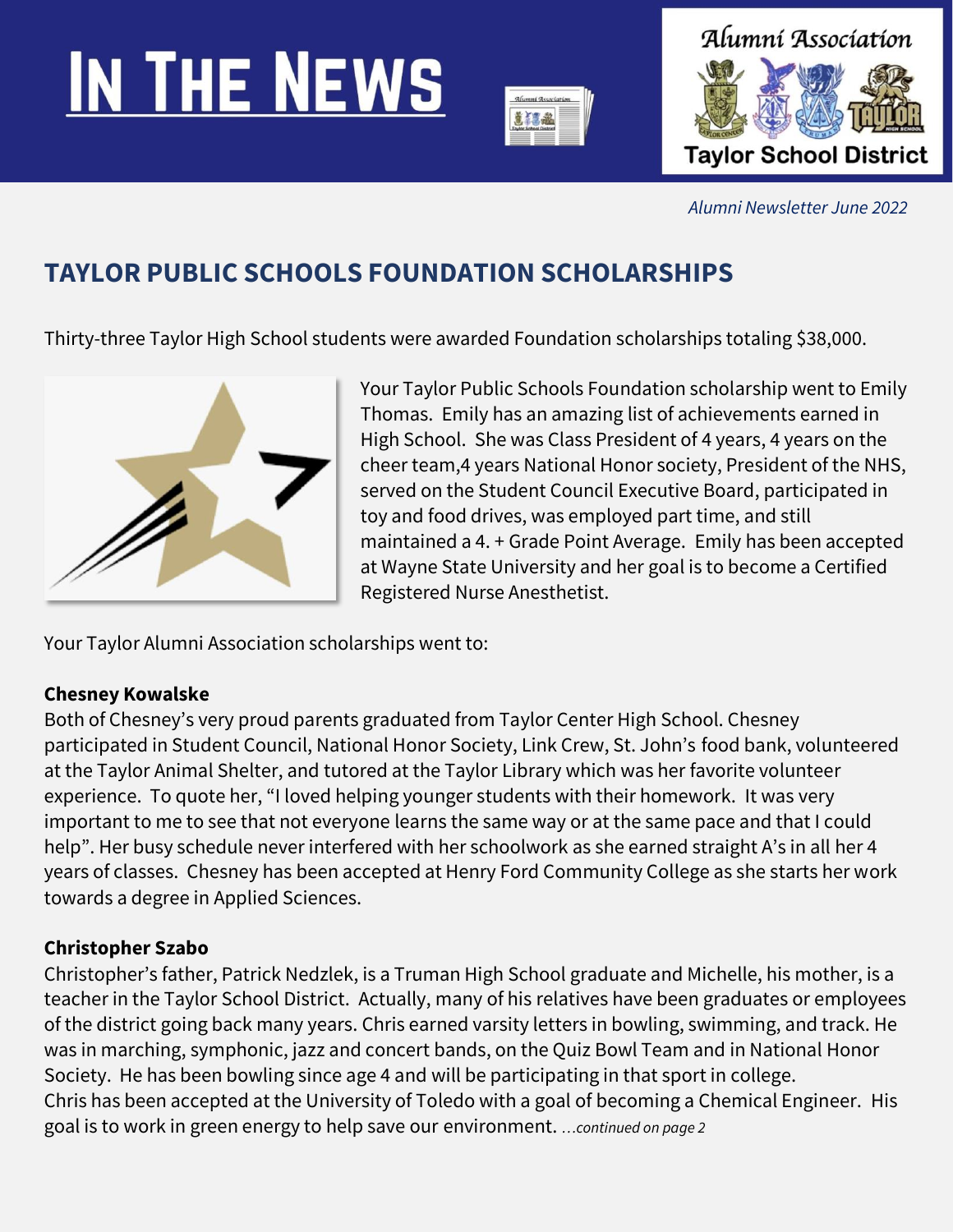# IN THE NEWS

Alumni Association

Taylor School District

*Alumni Newsletter June 2022*

## TAYLOR PUBLIC SCHOOLS FOUNDATION SCHOLARSHIPS

Thirty-three Taylor High School students were awarded Foundation scholarships totaling $38,000.

Your Taylor Public Schools Foundation scholarship went to Emily Thomas. Emily has an amazing list of achievements earned in High School. She was Class President of 4 years, 4 years on the cheer team,4 years National Honor society, President of the NHS, served on the Student Council Executive Board, participated in toy and food drives, was employed part time, and still maintained a 4. + Grade Point Average. Emily has been accepted at Wayne State University and her goal is to become a Certified Registered Nurse Anesthetist.

Your Taylor Alumni Association scholarships went to:

**Chesney Kowalske**
Both of Chesney's very proud parents graduated from Taylor Center High School. Chesney participated in Student Council, National Honor Society, Link Crew, St. John's food bank, volunteered at the Taylor Animal Shelter, and tutored at the Taylor Library which was her favorite volunteer experience. To quote her, "I loved helping younger students with their homework. It was very important to me to see that not everyone learns the same way or at the same pace and that I could help". Her busy schedule never interfered with her schoolwork as she earned straight A's in all her 4 years of classes. Chesney has been accepted at Henry Ford Community College as she starts her work towards a degree in Applied Sciences.

**Christopher Szabo**
Christopher's father, Patrick Nedzlek, is a Truman High School graduate and Michelle, his mother, is a teacher in the Taylor School District. Actually, many of his relatives have been graduates or employees of the district going back many years. Chris earned varsity letters in bowling, swimming, and track. He was in marching, symphonic, jazz and concert bands, on the Quiz Bowl Team and in National Honor Society. He has been bowling since age 4 and will be participating in that sport in college.
Chris has been accepted at the University of Toledo with a goal of becoming a Chemical Engineer. His goal is to work in green energy to help save our environment. *...continued on page 2*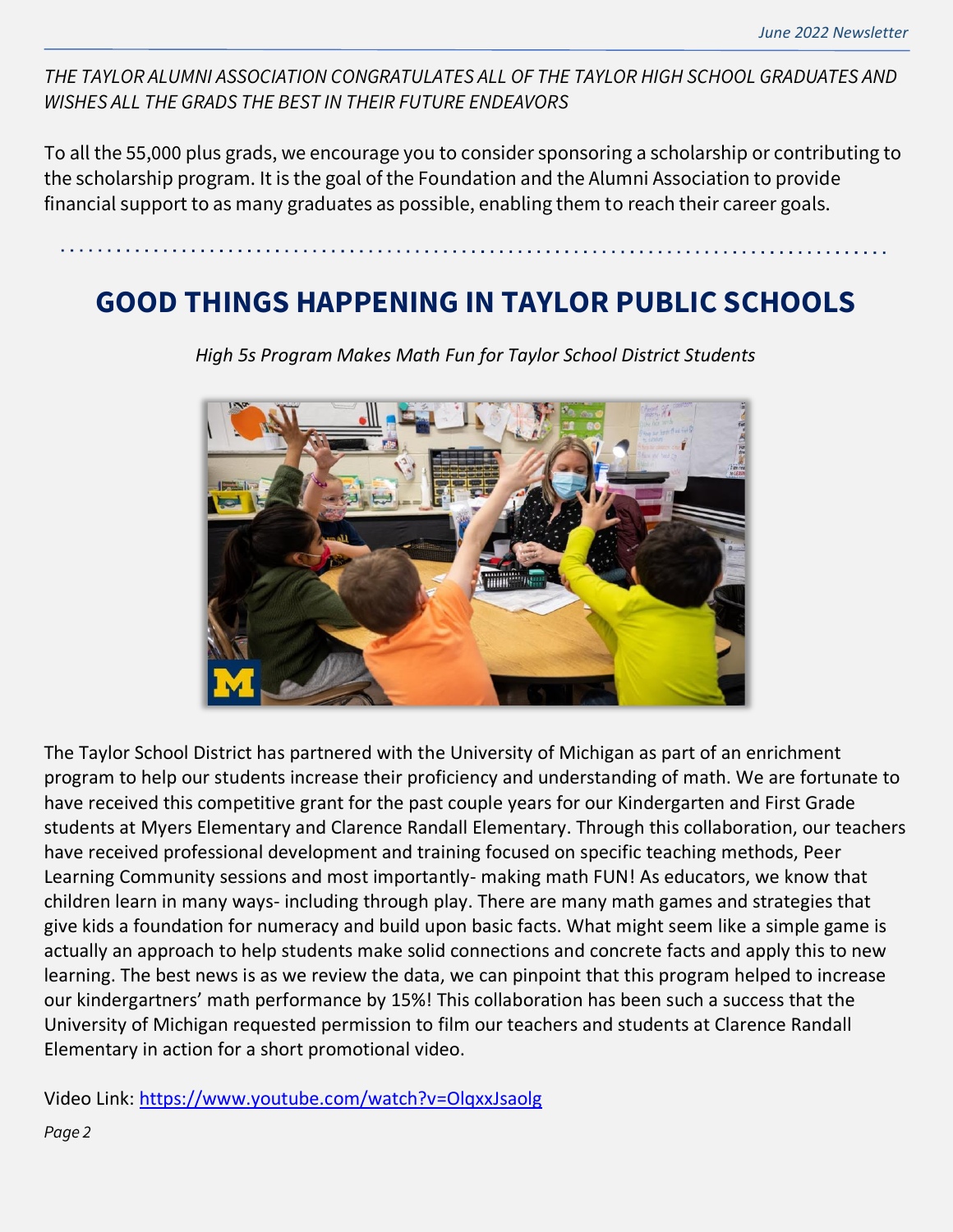*THE TAYLOR ALUMNI ASSOCIATION CONGRATULATES ALL OF THE TAYLOR HIGH SCHOOL GRADUATES AND WISHES ALL THE GRADS THE BEST IN THEIR FUTURE ENDEAVORS*

To all the 55,000 plus grads, we encourage you to consider sponsoring a scholarship or contributing to the scholarship program. It is the goal of the Foundation and the Alumni Association to provide financial support to as many graduates as possible, enabling them to reach their career goals.

# GOOD THINGS HAPPENING IN TAYLOR PUBLIC SCHOOLS

*High 5s Program Makes Math Fun for Taylor School District Students*

The Taylor School District has partnered with the University of Michigan as part of an enrichment program to help our students increase their proficiency and understanding of math. We are fortunate to have received this competitive grant for the past couple years for our Kindergarten and First Grade students at Myers Elementary and Clarence Randall Elementary. Through this collaboration, our teachers have received professional development and training focused on specific teaching methods, Peer Learning Community sessions and most importantly- making math FUN! As educators, we know that children learn in many ways- including through play. There are many math games and strategies that give kids a foundation for numeracy and build upon basic facts. What might seem like a simple game is actually an approach to help students make solid connections and concrete facts and apply this to new learning. The best news is as we review the data, we can pinpoint that this program helped to increase our kindergartners' math performance by 15%! This collaboration has been such a success that the University of Michigan requested permission to film our teachers and students at Clarence Randall Elementary in action for a short promotional video.

Video Link: https://www.youtube.com/watch?v=OlqxxJsaolg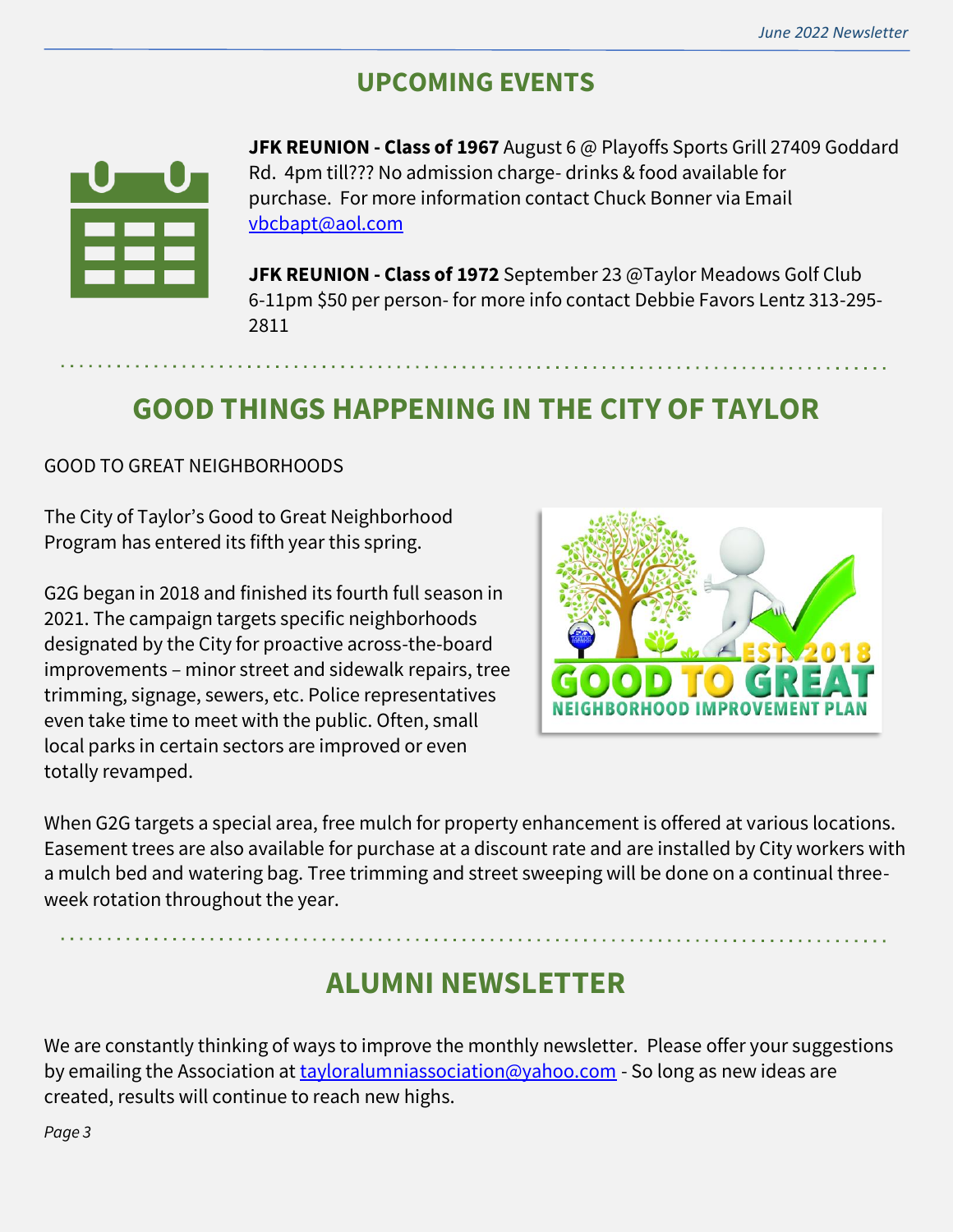## UPCOMING EVENTS

**JFK REUNION - Class of 1967** August 6 @ Playoffs Sports Grill 27409 Goddard Rd. 4pm till??? No admission charge- drinks & food available for purchase. For more information contact Chuck Bonner via Email vbcbapt@aol.com

**JFK REUNION - Class of 1972** September 23 @Taylor Meadows Golf Club 6-11pm $50 per person- for more info contact Debbie Favors Lentz 313-295-2811

## GOOD THINGS HAPPENING IN THE CITY OF TAYLOR

GOOD TO GREAT NEIGHBORHOODS

The City of Taylor's Good to Great Neighborhood Program has entered its fifth year this spring.

G2G began in 2018 and finished its fourth full season in 2021. The campaign targets specific neighborhoods designated by the City for proactive across-the-board improvements – minor street and sidewalk repairs, tree trimming, signage, sewers, etc. Police representatives even take time to meet with the public. Often, small local parks in certain sectors are improved or even totally revamped.

When G2G targets a special area, free mulch for property enhancement is offered at various locations. Easement trees are also available for purchase at a discount rate and are installed by City workers with a mulch bed and watering bag. Tree trimming and street sweeping will be done on a continual three-week rotation throughout the year.

## ALUMNI NEWSLETTER

We are constantly thinking of ways to improve the monthly newsletter. Please offer your suggestions by emailing the Association at tayloralumniassociation@yahoo.com - So long as new ideas are created, results will continue to reach new highs.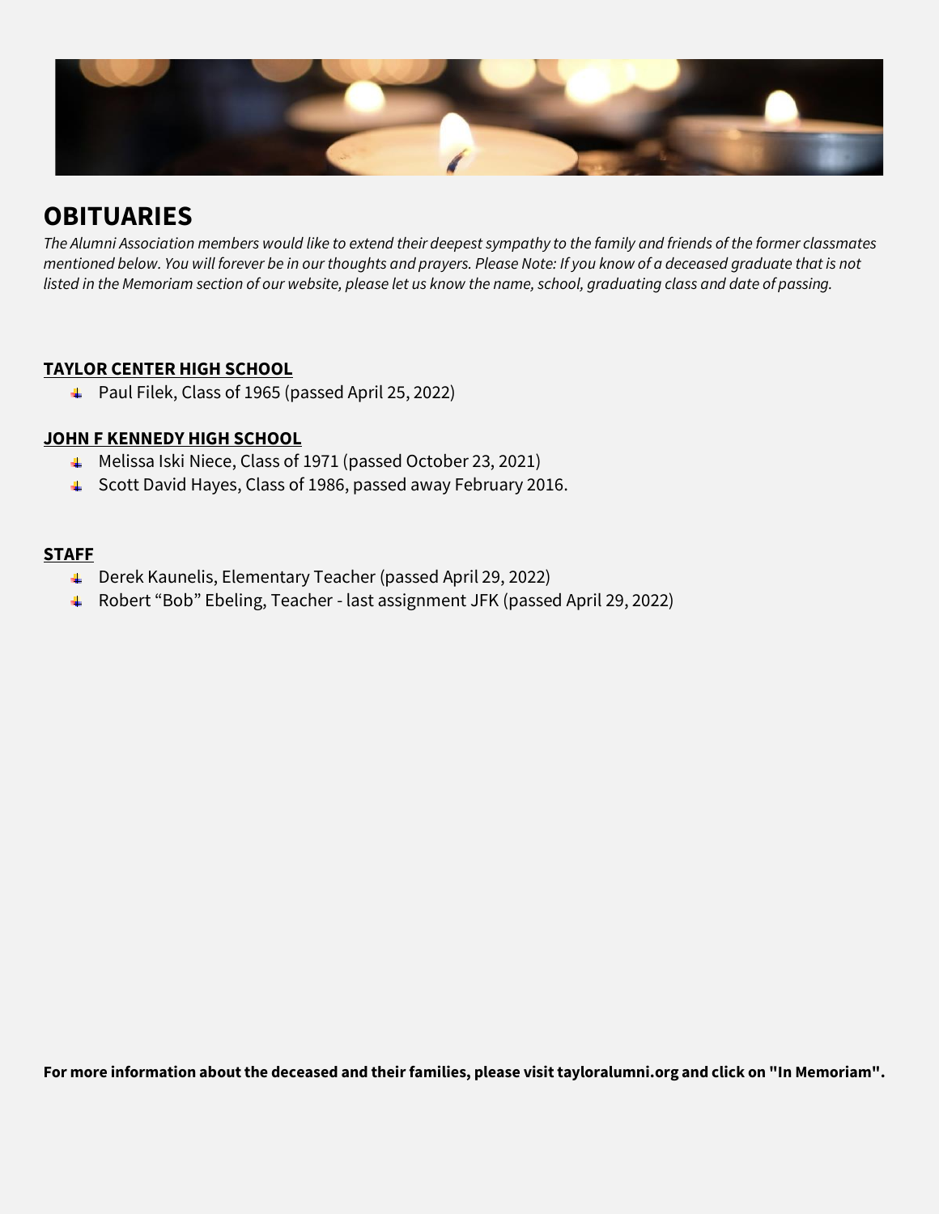# OBITUARIES

*The Alumni Association members would like to extend their deepest sympathy to the family and friends of the former classmates mentioned below. You will forever be in our thoughts and prayers. Please Note: If you know of a deceased graduate that is not listed in the Memoriam section of our website, please let us know the name, school, graduating class and date of passing.*

## TAYLOR CENTER HIGH SCHOOL

- Paul Filek, Class of 1965 (passed April 25, 2022)

## JOHN F KENNEDY HIGH SCHOOL

- Melissa Iski Niece, Class of 1971 (passed October 23, 2021)
- Scott David Hayes, Class of 1986, passed away February 2016.

## STAFF

- Derek Kaunelis, Elementary Teacher (passed April 29, 2022)
- Robert "Bob" Ebeling, Teacher - last assignment JFK (passed April 29, 2022)

**For more information about the deceased and their families, please visit tayloralumni.org and click on "In Memoriam".**